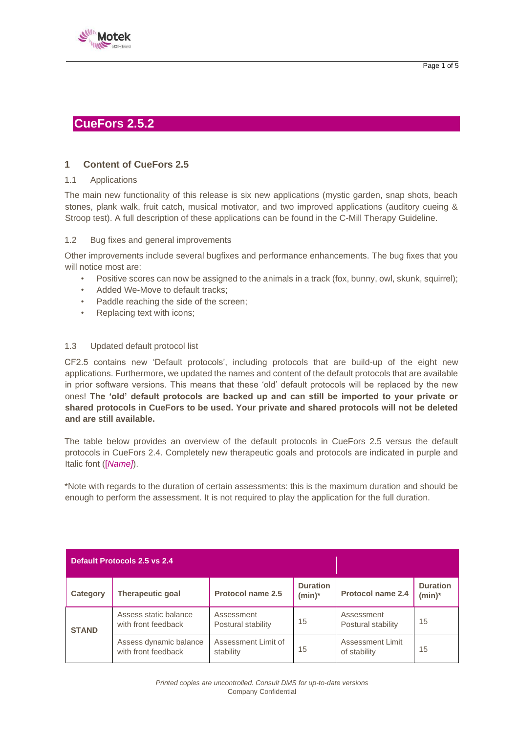# CueFors 2.5.2

## 1 Content of CueFors 2.5

### 1.1 Applications

The main new functionality of this release is six new applications (mystic garden, snap shots, beach stones, plank walk, fruit catch, musical motivator, and two improved applications (auditory cueing & Stroop test). A full description of these applications can be found in the C-Mill Therapy Guideline.

### 1.2 Bug fixes and general improvements

Other improvements include several bugfixes and performance enhancements. The bug fixes that you will notice most are:

- Positive scores can now be assigned to the animals in a track (fox, bunny, owl, skunk, squirrel);
- Added We-Move to default tracks;
- Paddle reaching the side of the screen;
- Replacing text with icons;

### 1.3 Updated default protocol list

CF2.5 contains new 'Default protocols', including protocols that are build-up of the eight new applications. Furthermore, we updated the names and content of the default protocols that are available in prior software versions. This means that these 'old' default protocols will be replaced by the new ones! **The 'old' default protocols are backed up and can still be imported to your private or shared protocols in CueFors to be used. Your private and shared protocols will not be deleted and are still available.**

The table below provides an overview of the default protocols in CueFors 2.5 versus the default protocols in CueFors 2.4. Completely new therapeutic goals and protocols are indicated in purple and Italic font ([*Name]*).

*Note with regards to the duration of certain assessments: this is the maximum duration and should be enough to perform the assessment. It is not required to play the application for the full duration.

| **Default Protocols 2.5 vs 2.4** | | | | | |
|---|---|---|---|---|---|
| **Category** | **Therapeutic goal** | **Protocol name 2.5** | **Duration (min)*** | **Protocol name 2.4** | **Duration (min)*** |
| **STAND** | Assess static balance with front feedback | Assessment Postural stability | 15 | Assessment Postural stability | 15 |
| | Assess dynamic balance with front feedback | Assessment Limit of stability | 15 | Assessment Limit of stability | 15 |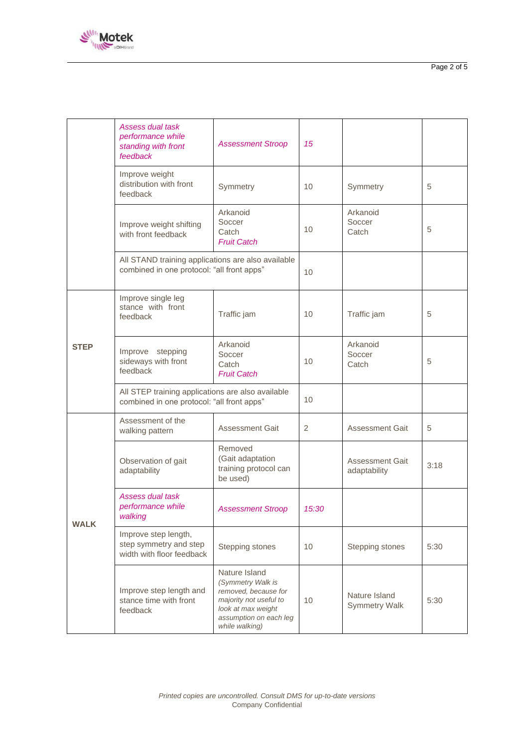| | | | | | |
|---|---|---|---|---|---|
| | *Assess dual task performance while standing with front feedback* | *Assessment Stroop* | *15* | | |
| | Improve weight distribution with front feedback | Symmetry | 10 | Symmetry | 5 |
| | Improve weight shifting with front feedback | Arkanoid<br>Soccer<br>Catch<br>*Fruit Catch* | 10 | Arkanoid<br>Soccer<br>Catch | 5 |
| | All STAND training applications are also available combined in one protocol: "all front apps" | | 10 | | |
| **STEP** | Improve single leg stance with front feedback | Traffic jam | 10 | Traffic jam | 5 |
| | Improve stepping sideways with front feedback | Arkanoid<br>Soccer<br>Catch<br>*Fruit Catch* | 10 | Arkanoid<br>Soccer<br>Catch | 5 |
| | All STEP training applications are also available combined in one protocol: "all front apps" | | 10 | | |
| **WALK** | Assessment of the walking pattern | Assessment Gait | 2 | Assessment Gait | 5 |
| | Observation of gait adaptability | Removed<br>(Gait adaptation training protocol can be used) | | Assessment Gait adaptability | 3:18 |
| | *Assess dual task performance while walking* | *Assessment Stroop* | *15:30* | | |
| | Improve step length, step symmetry and step width with floor feedback | Stepping stones | 10 | Stepping stones | 5:30 |
| | Improve step length and stance time with front feedback | Nature Island<br>*(Symmetry Walk is removed, because for majority not useful to look at max weight assumption on each leg while walking)* | 10 | Nature Island<br>Symmetry Walk | 5:30 |

*Printed copies are uncontrolled. Consult DMS for up-to-date versions*
Company Confidential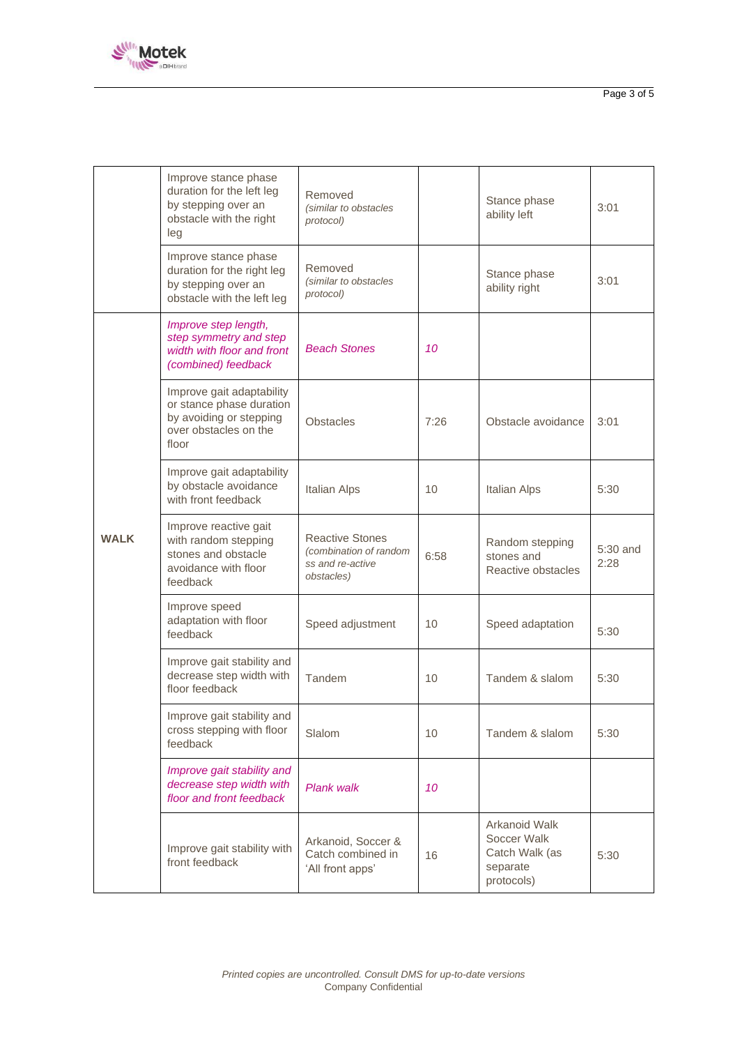| | | | | | |
|---|---|---|---|---|---|
| | Improve stance phase duration for the left leg by stepping over an obstacle with the right leg | Removed *(similar to obstacles protocol)* | | Stance phase ability left | 3:01 |
| | Improve stance phase duration for the right leg by stepping over an obstacle with the left leg | Removed *(similar to obstacles protocol)* | | Stance phase ability right | 3:01 |
| **WALK** | *Improve step length, step symmetry and step width with floor and front (combined) feedback* | *Beach Stones* | *10* | | |
| | Improve gait adaptability or stance phase duration by avoiding or stepping over obstacles on the floor | Obstacles | 7:26 | Obstacle avoidance | 3:01 |
| | Improve gait adaptability by obstacle avoidance with front feedback | Italian Alps | 10 | Italian Alps | 5:30 |
| | Improve reactive gait with random stepping stones and obstacle avoidance with floor feedback | Reactive Stones *(combination of random ss and re-active obstacles)* | 6:58 | Random stepping stones and Reactive obstacles | 5:30 and 2:28 |
| | Improve speed adaptation with floor feedback | Speed adjustment | 10 | Speed adaptation | 5:30 |
| | Improve gait stability and decrease step width with floor feedback | Tandem | 10 | Tandem & slalom | 5:30 |
| | Improve gait stability and cross stepping with floor feedback | Slalom | 10 | Tandem & slalom | 5:30 |
| | *Improve gait stability and decrease step width with floor and front feedback* | *Plank walk* | *10* | | |
| | Improve gait stability with front feedback | Arkanoid, Soccer & Catch combined in 'All front apps' | 16 | Arkanoid Walk Soccer Walk Catch Walk (as separate protocols) | 5:30 |

*Printed copies are uncontrolled. Consult DMS for up-to-date versions*
Company Confidential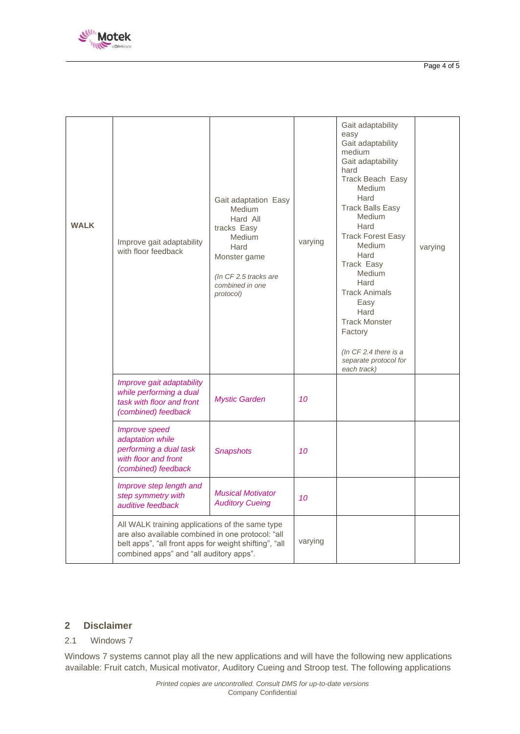| WALK | Improve gait adaptability with floor feedback | Gait adaptation Easy Medium Hard All tracks Easy Medium Hard Monster game *(In CF 2.5 tracks are combined in one protocol)* | varying | Gait adaptability easy Gait adaptability medium Gait adaptability hard Track Beach Easy Medium Hard Track Balls Easy Medium Hard Track Forest Easy Medium Hard Track Easy Medium Hard Track Animals Easy Hard Track Monster Factory *(In CF 2.4 there is a separate protocol for each track)* | varying |
|---|---|---|---|---|---|
| | *Improve gait adaptability while performing a dual task with floor and front (combined) feedback* | *Mystic Garden* | *10* | | |
| | *Improve speed adaptation while performing a dual task with floor and front (combined) feedback* | *Snapshots* | *10* | | |
| | *Improve step length and step symmetry with auditive feedback* | *Musical Motivator Auditory Cueing* | *10* | | |
| | All WALK training applications of the same type are also available combined in one protocol: "all belt apps", "all front apps for weight shifting", "all combined apps" and "all auditory apps". | | varying | | |

## 2 Disclaimer

### 2.1 Windows 7

Windows 7 systems cannot play all the new applications and will have the following new applications available: Fruit catch, Musical motivator, Auditory Cueing and Stroop test. The following applications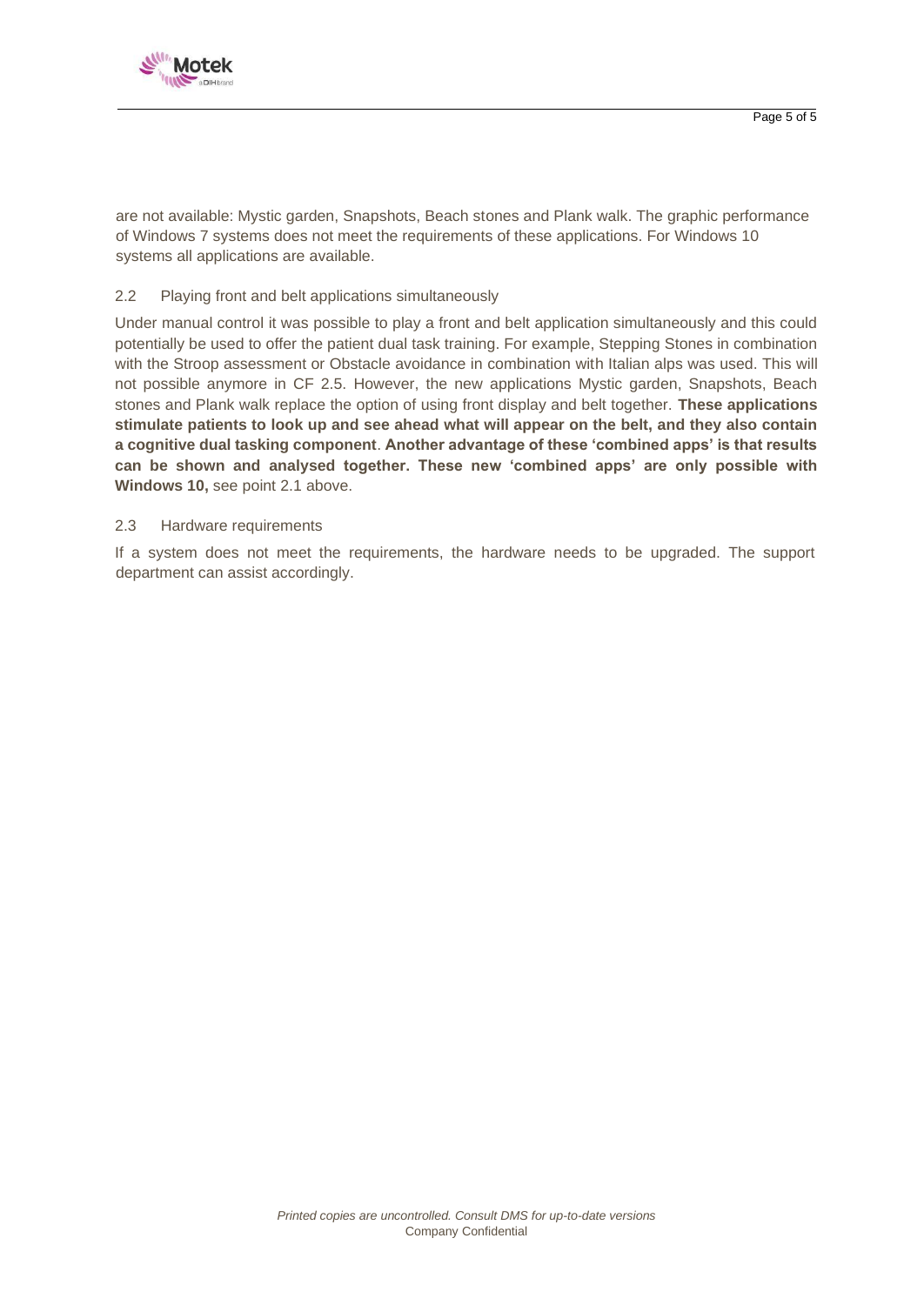are not available: Mystic garden, Snapshots, Beach stones and Plank walk. The graphic performance of Windows 7 systems does not meet the requirements of these applications. For Windows 10 systems all applications are available.

## 2.2 Playing front and belt applications simultaneously

Under manual control it was possible to play a front and belt application simultaneously and this could potentially be used to offer the patient dual task training. For example, Stepping Stones in combination with the Stroop assessment or Obstacle avoidance in combination with Italian alps was used. This will not possible anymore in CF 2.5. However, the new applications Mystic garden, Snapshots, Beach stones and Plank walk replace the option of using front display and belt together. **These applications stimulate patients to look up and see ahead what will appear on the belt, and they also contain a cognitive dual tasking component**. **Another advantage of these 'combined apps' is that results can be shown and analysed together. These new 'combined apps' are only possible with Windows 10,** see point 2.1 above.

## 2.3 Hardware requirements

If a system does not meet the requirements, the hardware needs to be upgraded. The support department can assist accordingly.

*Printed copies are uncontrolled. Consult DMS for up-to-date versions*
Company Confidential